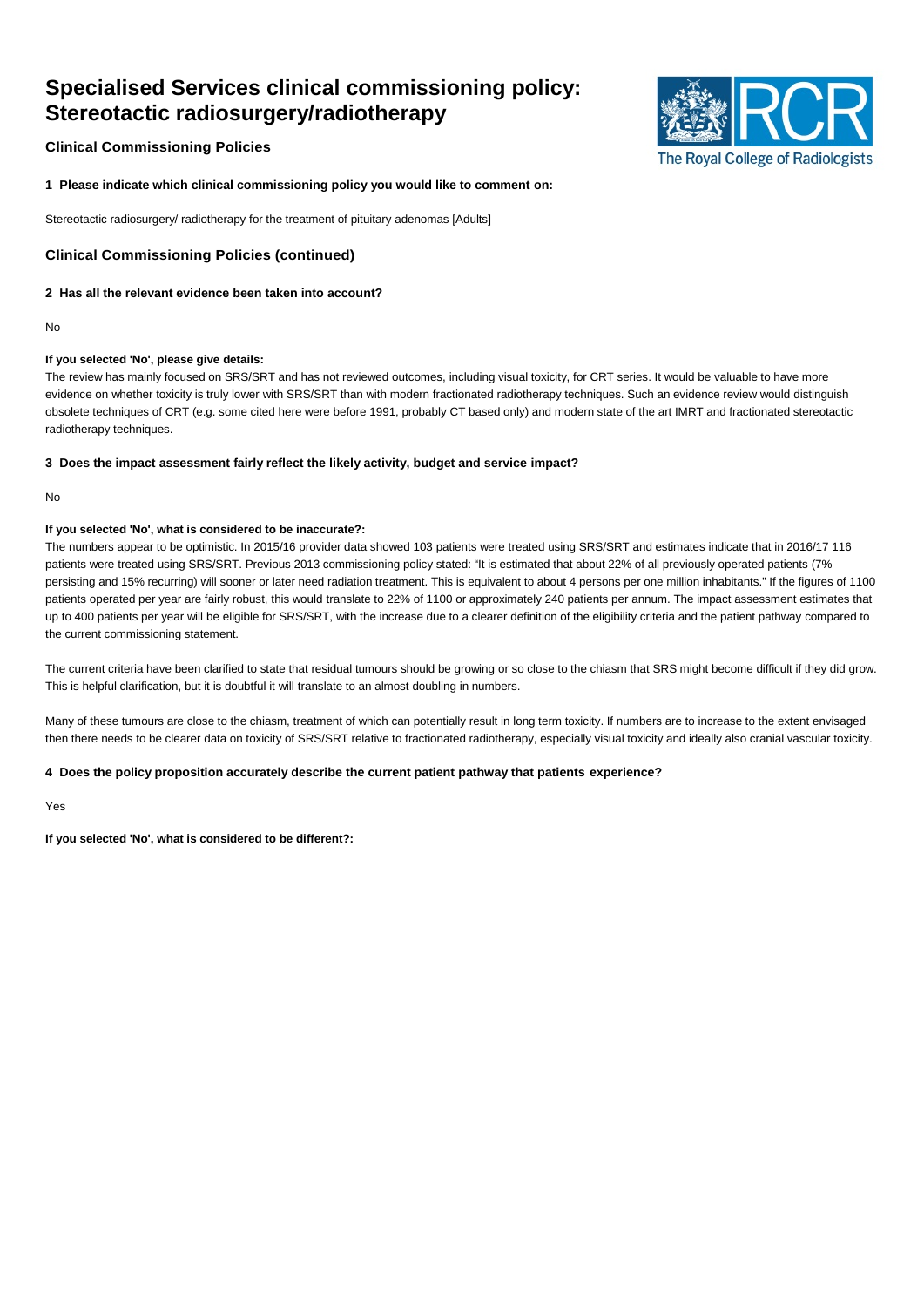# Specialised Services clinical commissioning policy: Stereotactic radiosurgery/radiotherapy

The Royal College of Radiologists

## Clinical Commissioning Policies

**1 Please indicate which clinical commissioning policy you would like to comment on:**

Stereotactic radiosurgery/ radiotherapy for the treatment of pituitary adenomas [Adults]

## Clinical Commissioning Policies (continued)

**2 Has all the relevant evidence been taken into account?**

No

**If you selected 'No', please give details:**

The review has mainly focused on SRS/SRT and has not reviewed outcomes, including visual toxicity, for CRT series. It would be valuable to have more evidence on whether toxicity is truly lower with SRS/SRT than with modern fractionated radiotherapy techniques. Such an evidence review would distinguish obsolete techniques of CRT (e.g. some cited here were before 1991, probably CT based only) and modern state of the art IMRT and fractionated stereotactic radiotherapy techniques.

**3 Does the impact assessment fairly reflect the likely activity, budget and service impact?**

No

**If you selected 'No', what is considered to be inaccurate?:**

The numbers appear to be optimistic. In 2015/16 provider data showed 103 patients were treated using SRS/SRT and estimates indicate that in 2016/17 116 patients were treated using SRS/SRT. Previous 2013 commissioning policy stated: "It is estimated that about 22% of all previously operated patients (7% persisting and 15% recurring) will sooner or later need radiation treatment. This is equivalent to about 4 persons per one million inhabitants." If the figures of 1100 patients operated per year are fairly robust, this would translate to 22% of 1100 or approximately 240 patients per annum. The impact assessment estimates that up to 400 patients per year will be eligible for SRS/SRT, with the increase due to a clearer definition of the eligibility criteria and the patient pathway compared to the current commissioning statement.

The current criteria have been clarified to state that residual tumours should be growing or so close to the chiasm that SRS might become difficult if they did grow. This is helpful clarification, but it is doubtful it will translate to an almost doubling in numbers.

Many of these tumours are close to the chiasm, treatment of which can potentially result in long term toxicity. If numbers are to increase to the extent envisaged then there needs to be clearer data on toxicity of SRS/SRT relative to fractionated radiotherapy, especially visual toxicity and ideally also cranial vascular toxicity.

**4 Does the policy proposition accurately describe the current patient pathway that patients experience?**

Yes

**If you selected 'No', what is considered to be different?:**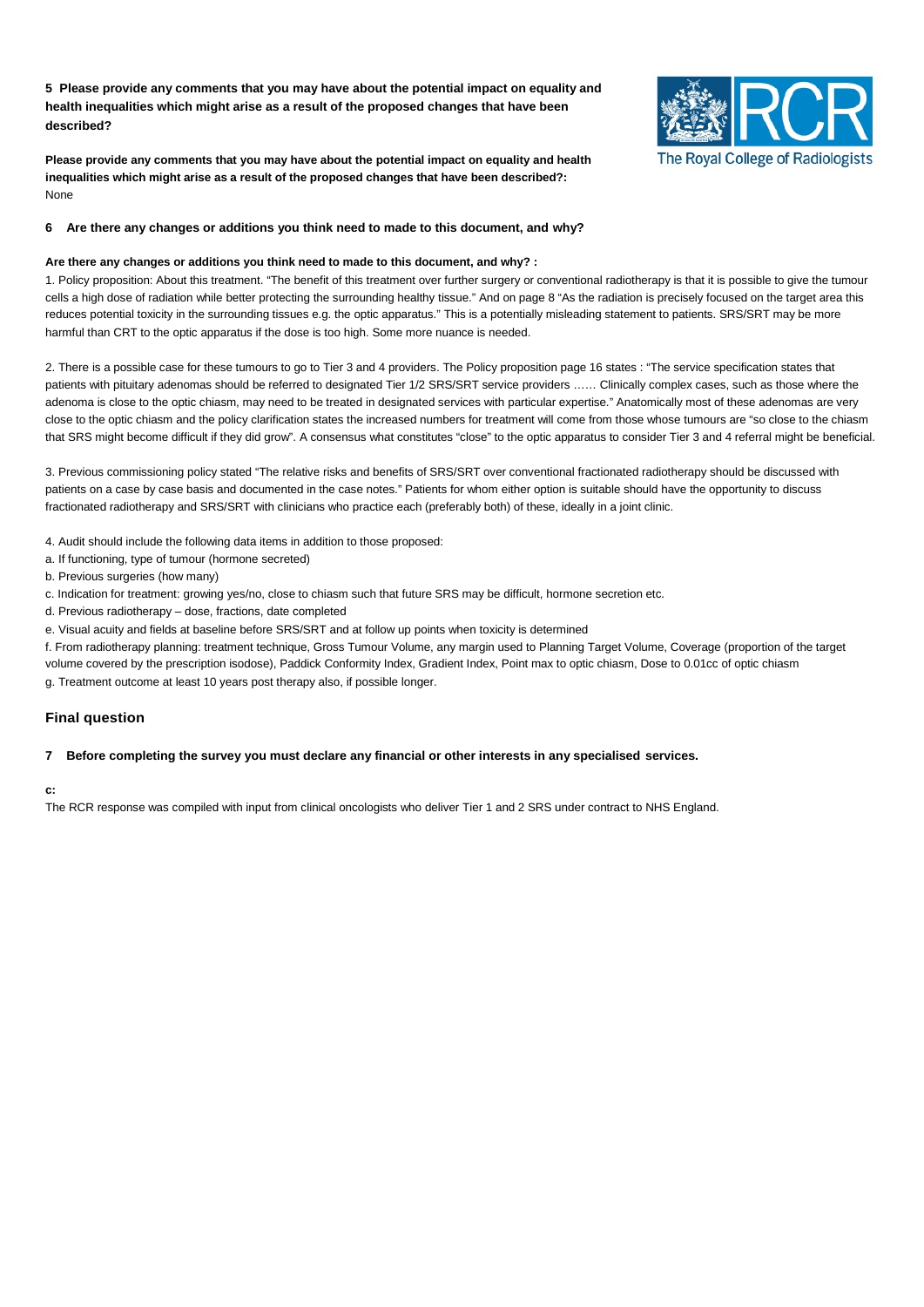**5 Please provide any comments that you may have about the potential impact on equality and health inequalities which might arise as a result of the proposed changes that have been described?**

**Please provide any comments that you may have about the potential impact on equality and health inequalities which might arise as a result of the proposed changes that have been described?:**
None

**6 Are there any changes or additions you think need to made to this document, and why?**

**Are there any changes or additions you think need to made to this document, and why? :**

1. Policy proposition: About this treatment. "The benefit of this treatment over further surgery or conventional radiotherapy is that it is possible to give the tumour cells a high dose of radiation while better protecting the surrounding healthy tissue." And on page 8 "As the radiation is precisely focused on the target area this reduces potential toxicity in the surrounding tissues e.g. the optic apparatus." This is a potentially misleading statement to patients. SRS/SRT may be more harmful than CRT to the optic apparatus if the dose is too high. Some more nuance is needed.

2. There is a possible case for these tumours to go to Tier 3 and 4 providers. The Policy proposition page 16 states : "The service specification states that patients with pituitary adenomas should be referred to designated Tier 1/2 SRS/SRT service providers …… Clinically complex cases, such as those where the adenoma is close to the optic chiasm, may need to be treated in designated services with particular expertise." Anatomically most of these adenomas are very close to the optic chiasm and the policy clarification states the increased numbers for treatment will come from those whose tumours are "so close to the chiasm that SRS might become difficult if they did grow". A consensus what constitutes "close" to the optic apparatus to consider Tier 3 and 4 referral might be beneficial.

3. Previous commissioning policy stated "The relative risks and benefits of SRS/SRT over conventional fractionated radiotherapy should be discussed with patients on a case by case basis and documented in the case notes." Patients for whom either option is suitable should have the opportunity to discuss fractionated radiotherapy and SRS/SRT with clinicians who practice each (preferably both) of these, ideally in a joint clinic.

4. Audit should include the following data items in addition to those proposed:
a. If functioning, type of tumour (hormone secreted)
b. Previous surgeries (how many)
c. Indication for treatment: growing yes/no, close to chiasm such that future SRS may be difficult, hormone secretion etc.
d. Previous radiotherapy – dose, fractions, date completed
e. Visual acuity and fields at baseline before SRS/SRT and at follow up points when toxicity is determined
f. From radiotherapy planning: treatment technique, Gross Tumour Volume, any margin used to Planning Target Volume, Coverage (proportion of the target volume covered by the prescription isodose), Paddick Conformity Index, Gradient Index, Point max to optic chiasm, Dose to 0.01cc of optic chiasm
g. Treatment outcome at least 10 years post therapy also, if possible longer.

## Final question

**7 Before completing the survey you must declare any financial or other interests in any specialised services.**

**c:**
The RCR response was compiled with input from clinical oncologists who deliver Tier 1 and 2 SRS under contract to NHS England.